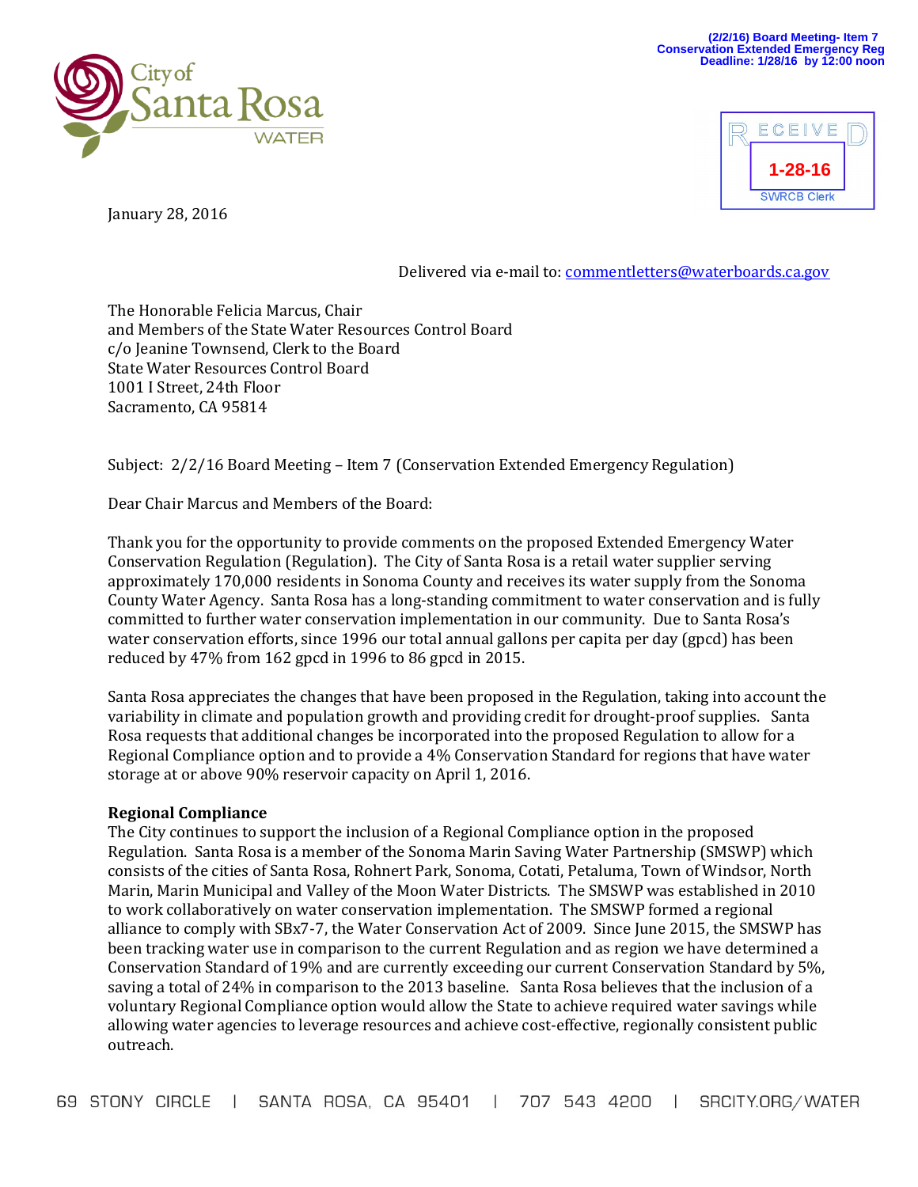(2/2/16) Board Meeting- Item 7
Conservation Extended Emergency Reg
Deadline: 1/28/16 by 12:00 noon

City of Santa Rosa
WATER

RECEIVED
1-28-16
SWRCB Clerk

January 28, 2016

Delivered via e-mail to: commentletters@waterboards.ca.gov

The Honorable Felicia Marcus, Chair
and Members of the State Water Resources Control Board
c/o Jeanine Townsend, Clerk to the Board
State Water Resources Control Board
1001 I Street, 24th Floor
Sacramento, CA 95814

Subject: 2/2/16 Board Meeting – Item 7 (Conservation Extended Emergency Regulation)

Dear Chair Marcus and Members of the Board:

Thank you for the opportunity to provide comments on the proposed Extended Emergency Water Conservation Regulation (Regulation). The City of Santa Rosa is a retail water supplier serving approximately 170,000 residents in Sonoma County and receives its water supply from the Sonoma County Water Agency. Santa Rosa has a long-standing commitment to water conservation and is fully committed to further water conservation implementation in our community. Due to Santa Rosa's water conservation efforts, since 1996 our total annual gallons per capita per day (gpcd) has been reduced by 47% from 162 gpcd in 1996 to 86 gpcd in 2015.

Santa Rosa appreciates the changes that have been proposed in the Regulation, taking into account the variability in climate and population growth and providing credit for drought-proof supplies. Santa Rosa requests that additional changes be incorporated into the proposed Regulation to allow for a Regional Compliance option and to provide a 4% Conservation Standard for regions that have water storage at or above 90% reservoir capacity on April 1, 2016.

**Regional Compliance**

The City continues to support the inclusion of a Regional Compliance option in the proposed Regulation. Santa Rosa is a member of the Sonoma Marin Saving Water Partnership (SMSWP) which consists of the cities of Santa Rosa, Rohnert Park, Sonoma, Cotati, Petaluma, Town of Windsor, North Marin, Marin Municipal and Valley of the Moon Water Districts. The SMSWP was established in 2010 to work collaboratively on water conservation implementation. The SMSWP formed a regional alliance to comply with SBx7-7, the Water Conservation Act of 2009. Since June 2015, the SMSWP has been tracking water use in comparison to the current Regulation and as region we have determined a Conservation Standard of 19% and are currently exceeding our current Conservation Standard by 5%, saving a total of 24% in comparison to the 2013 baseline. Santa Rosa believes that the inclusion of a voluntary Regional Compliance option would allow the State to achieve required water savings while allowing water agencies to leverage resources and achieve cost-effective, regionally consistent public outreach.

69 STONY CIRCLE | SANTA ROSA, CA 95401 | 707 543 4200 | SRCITY.ORG/WATER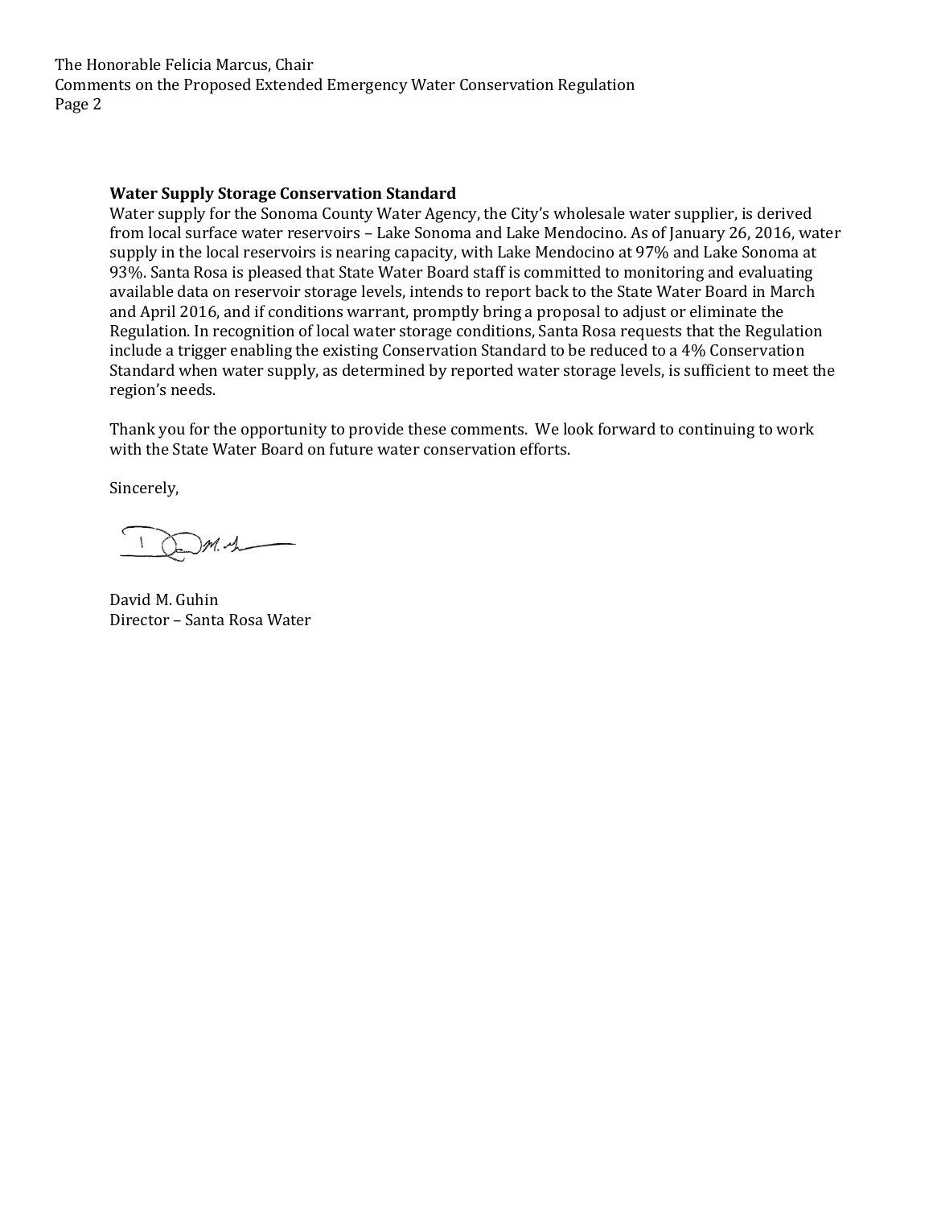**Water Supply Storage Conservation Standard**

Water supply for the Sonoma County Water Agency, the City's wholesale water supplier, is derived from local surface water reservoirs – Lake Sonoma and Lake Mendocino. As of January 26, 2016, water supply in the local reservoirs is nearing capacity, with Lake Mendocino at 97% and Lake Sonoma at 93%. Santa Rosa is pleased that State Water Board staff is committed to monitoring and evaluating available data on reservoir storage levels, intends to report back to the State Water Board in March and April 2016, and if conditions warrant, promptly bring a proposal to adjust or eliminate the Regulation. In recognition of local water storage conditions, Santa Rosa requests that the Regulation include a trigger enabling the existing Conservation Standard to be reduced to a 4% Conservation Standard when water supply, as determined by reported water storage levels, is sufficient to meet the region's needs.

Thank you for the opportunity to provide these comments. We look forward to continuing to work with the State Water Board on future water conservation efforts.

Sincerely,

David M. Guhin
Director – Santa Rosa Water